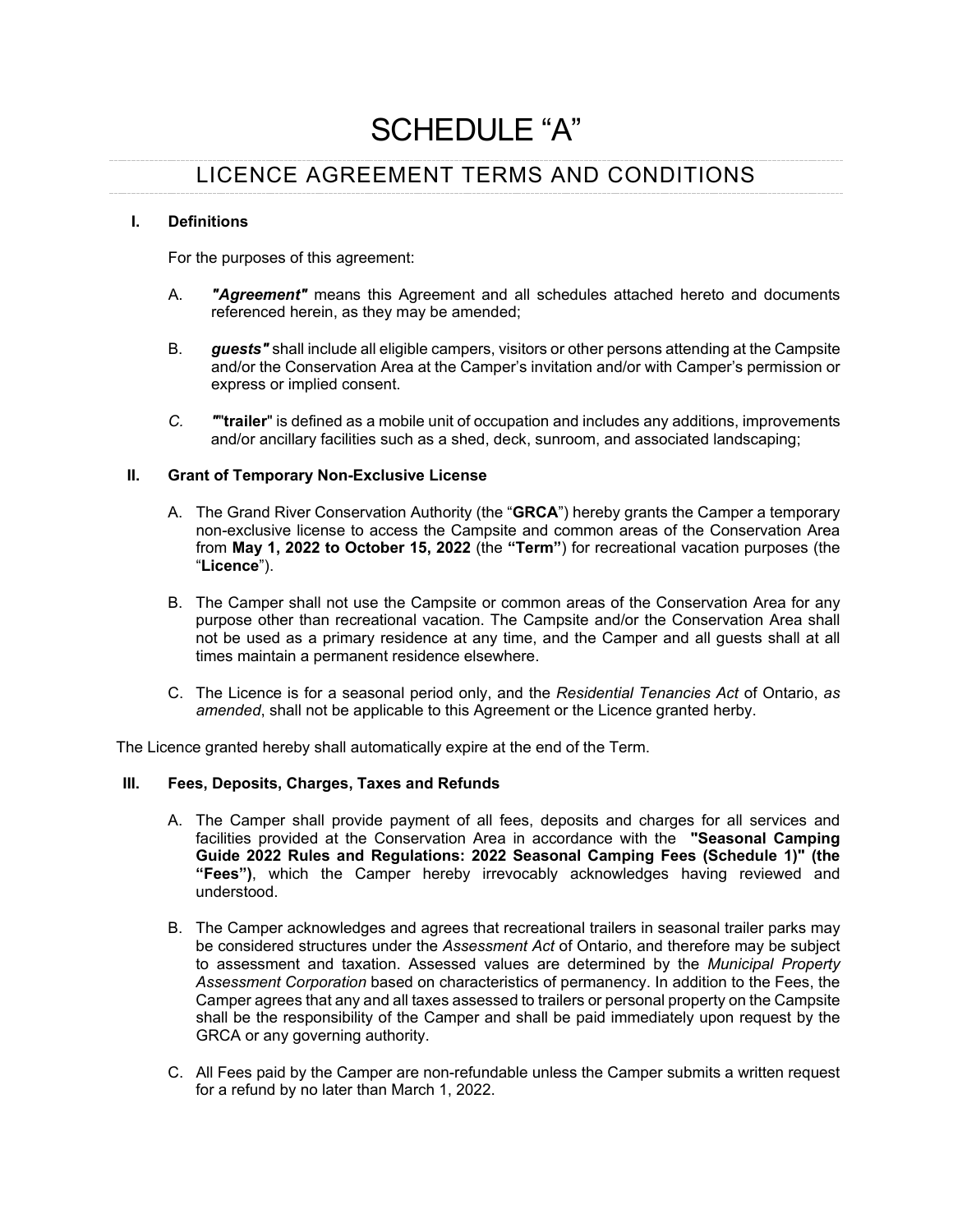# SCHEDULE "A"

## LICENCE AGREEMENT TERMS AND CONDITIONS

### I. Definitions

For the purposes of this agreement:

A. ***"Agreement"*** means this Agreement and all schedules attached hereto and documents referenced herein, as they may be amended;

B. ***guests"*** shall include all eligible campers, visitors or other persons attending at the Campsite and/or the Conservation Area at the Camper's invitation and/or with Camper's permission or express or implied consent.

*C.* ***"*"trailer"** is defined as a mobile unit of occupation and includes any additions, improvements and/or ancillary facilities such as a shed, deck, sunroom, and associated landscaping;

### II. Grant of Temporary Non-Exclusive License

A. The Grand River Conservation Authority (the "**GRCA**") hereby grants the Camper a temporary non-exclusive license to access the Campsite and common areas of the Conservation Area from **May 1, 2022 to October 15, 2022** (the **"Term"**) for recreational vacation purposes (the "**Licence**").

B. The Camper shall not use the Campsite or common areas of the Conservation Area for any purpose other than recreational vacation. The Campsite and/or the Conservation Area shall not be used as a primary residence at any time, and the Camper and all guests shall at all times maintain a permanent residence elsewhere.

C. The Licence is for a seasonal period only, and the *Residential Tenancies Act* of Ontario, *as amended*, shall not be applicable to this Agreement or the Licence granted herby.

The Licence granted hereby shall automatically expire at the end of the Term.

### III. Fees, Deposits, Charges, Taxes and Refunds

A. The Camper shall provide payment of all fees, deposits and charges for all services and facilities provided at the Conservation Area in accordance with the **"Seasonal Camping Guide 2022 Rules and Regulations: 2022 Seasonal Camping Fees (Schedule 1)" (the "Fees")**, which the Camper hereby irrevocably acknowledges having reviewed and understood.

B. The Camper acknowledges and agrees that recreational trailers in seasonal trailer parks may be considered structures under the *Assessment Act* of Ontario, and therefore may be subject to assessment and taxation. Assessed values are determined by the *Municipal Property Assessment Corporation* based on characteristics of permanency. In addition to the Fees, the Camper agrees that any and all taxes assessed to trailers or personal property on the Campsite shall be the responsibility of the Camper and shall be paid immediately upon request by the GRCA or any governing authority.

C. All Fees paid by the Camper are non-refundable unless the Camper submits a written request for a refund by no later than March 1, 2022.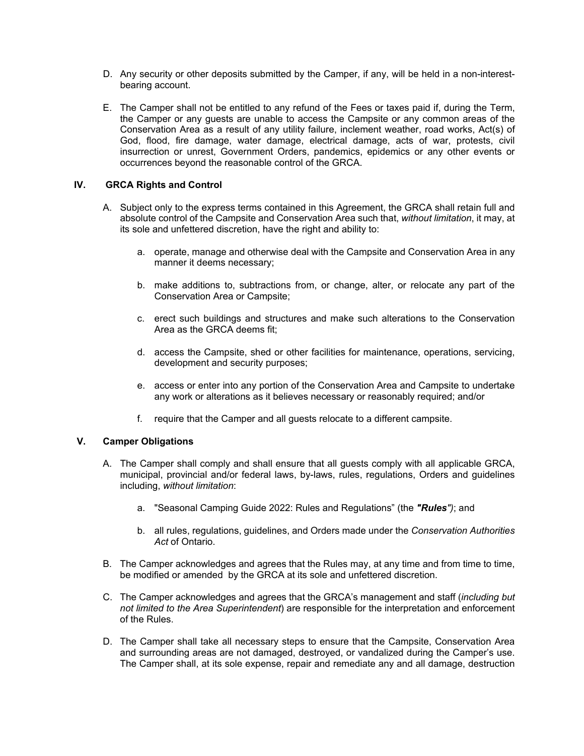D. Any security or other deposits submitted by the Camper, if any, will be held in a non-interest-bearing account.

E. The Camper shall not be entitled to any refund of the Fees or taxes paid if, during the Term, the Camper or any guests are unable to access the Campsite or any common areas of the Conservation Area as a result of any utility failure, inclement weather, road works, Act(s) of God, flood, fire damage, water damage, electrical damage, acts of war, protests, civil insurrection or unrest, Government Orders, pandemics, epidemics or any other events or occurrences beyond the reasonable control of the GRCA.

## IV. GRCA Rights and Control

A. Subject only to the express terms contained in this Agreement, the GRCA shall retain full and absolute control of the Campsite and Conservation Area such that, *without limitation*, it may, at its sole and unfettered discretion, have the right and ability to:

  a. operate, manage and otherwise deal with the Campsite and Conservation Area in any manner it deems necessary;

  b. make additions to, subtractions from, or change, alter, or relocate any part of the Conservation Area or Campsite;

  c. erect such buildings and structures and make such alterations to the Conservation Area as the GRCA deems fit;

  d. access the Campsite, shed or other facilities for maintenance, operations, servicing, development and security purposes;

  e. access or enter into any portion of the Conservation Area and Campsite to undertake any work or alterations as it believes necessary or reasonably required; and/or

  f. require that the Camper and all guests relocate to a different campsite.

## V. Camper Obligations

A. The Camper shall comply and shall ensure that all guests comply with all applicable GRCA, municipal, provincial and/or federal laws, by-laws, rules, regulations, Orders and guidelines including, *without limitation*:

  a. "Seasonal Camping Guide 2022: Rules and Regulations" (the ***"Rules"****)*; and

  b. all rules, regulations, guidelines, and Orders made under the *Conservation Authorities Act* of Ontario.

B. The Camper acknowledges and agrees that the Rules may, at any time and from time to time, be modified or amended by the GRCA at its sole and unfettered discretion.

C. The Camper acknowledges and agrees that the GRCA's management and staff (*including but not limited to the Area Superintendent*) are responsible for the interpretation and enforcement of the Rules.

D. The Camper shall take all necessary steps to ensure that the Campsite, Conservation Area and surrounding areas are not damaged, destroyed, or vandalized during the Camper's use. The Camper shall, at its sole expense, repair and remediate any and all damage, destruction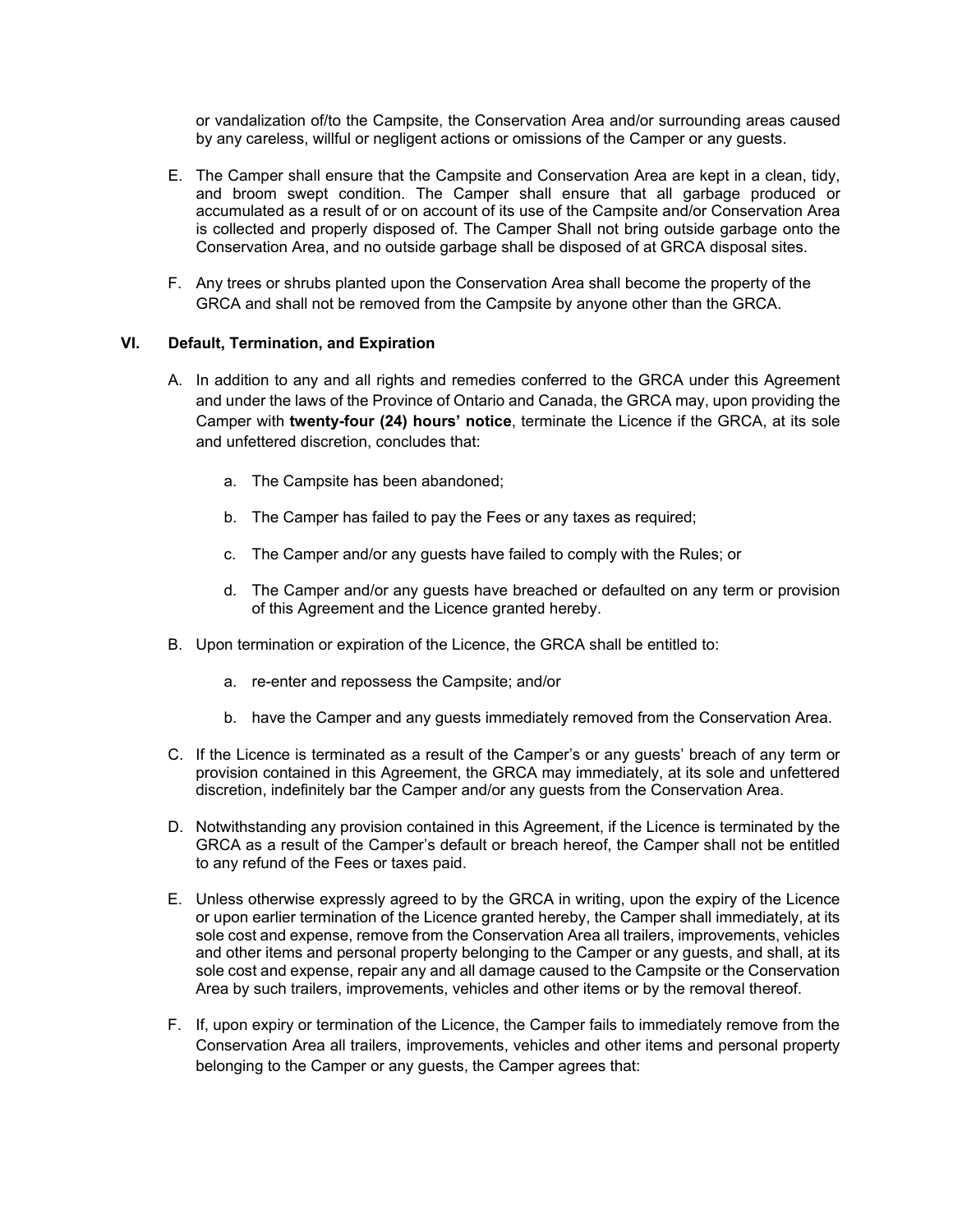or vandalization of/to the Campsite, the Conservation Area and/or surrounding areas caused by any careless, willful or negligent actions or omissions of the Camper or any guests.

E. The Camper shall ensure that the Campsite and Conservation Area are kept in a clean, tidy, and broom swept condition. The Camper shall ensure that all garbage produced or accumulated as a result of or on account of its use of the Campsite and/or Conservation Area is collected and properly disposed of. The Camper Shall not bring outside garbage onto the Conservation Area, and no outside garbage shall be disposed of at GRCA disposal sites.

F. Any trees or shrubs planted upon the Conservation Area shall become the property of the GRCA and shall not be removed from the Campsite by anyone other than the GRCA.

### VI. Default, Termination, and Expiration

A. In addition to any and all rights and remedies conferred to the GRCA under this Agreement and under the laws of the Province of Ontario and Canada, the GRCA may, upon providing the Camper with **twenty-four (24) hours' notice**, terminate the Licence if the GRCA, at its sole and unfettered discretion, concludes that:

   a. The Campsite has been abandoned;

   b. The Camper has failed to pay the Fees or any taxes as required;

   c. The Camper and/or any guests have failed to comply with the Rules; or

   d. The Camper and/or any guests have breached or defaulted on any term or provision of this Agreement and the Licence granted hereby.

B. Upon termination or expiration of the Licence, the GRCA shall be entitled to:

   a. re-enter and repossess the Campsite; and/or

   b. have the Camper and any guests immediately removed from the Conservation Area.

C. If the Licence is terminated as a result of the Camper's or any guests' breach of any term or provision contained in this Agreement, the GRCA may immediately, at its sole and unfettered discretion, indefinitely bar the Camper and/or any guests from the Conservation Area.

D. Notwithstanding any provision contained in this Agreement, if the Licence is terminated by the GRCA as a result of the Camper's default or breach hereof, the Camper shall not be entitled to any refund of the Fees or taxes paid.

E. Unless otherwise expressly agreed to by the GRCA in writing, upon the expiry of the Licence or upon earlier termination of the Licence granted hereby, the Camper shall immediately, at its sole cost and expense, remove from the Conservation Area all trailers, improvements, vehicles and other items and personal property belonging to the Camper or any guests, and shall, at its sole cost and expense, repair any and all damage caused to the Campsite or the Conservation Area by such trailers, improvements, vehicles and other items or by the removal thereof.

F. If, upon expiry or termination of the Licence, the Camper fails to immediately remove from the Conservation Area all trailers, improvements, vehicles and other items and personal property belonging to the Camper or any guests, the Camper agrees that: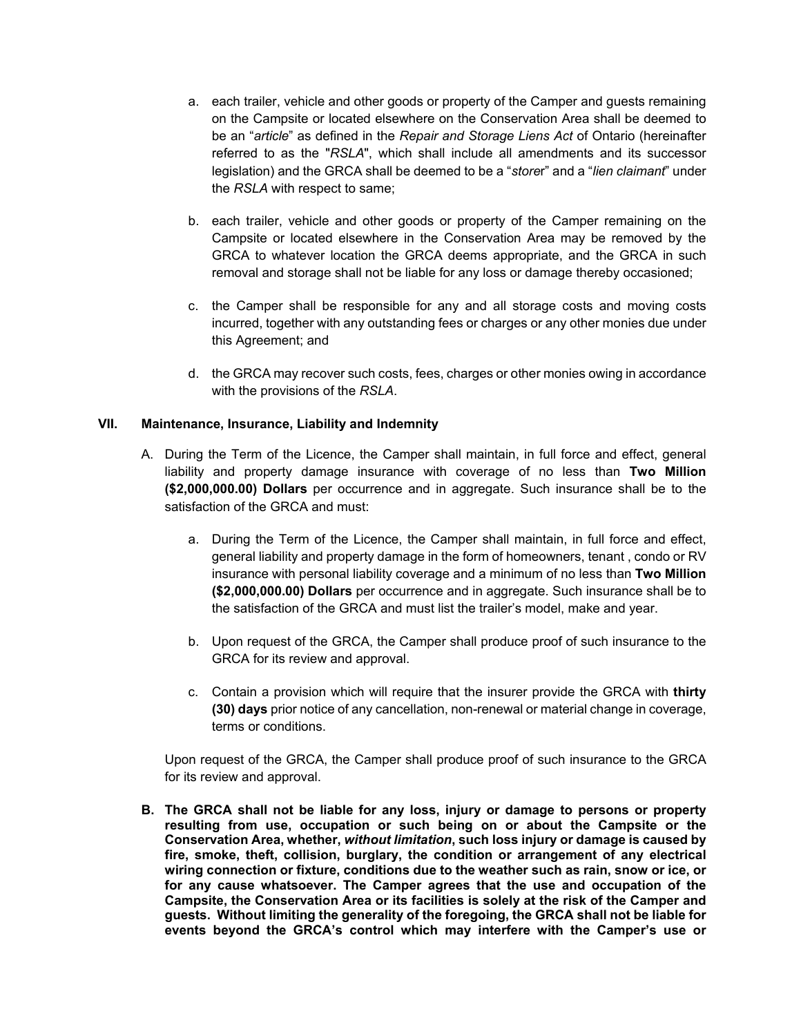a. each trailer, vehicle and other goods or property of the Camper and guests remaining on the Campsite or located elsewhere on the Conservation Area shall be deemed to be an "*article*" as defined in the *Repair and Storage Liens Act* of Ontario (hereinafter referred to as the "*RSLA*", which shall include all amendments and its successor legislation) and the GRCA shall be deemed to be a "*storer*" and a "*lien claimant*" under the *RSLA* with respect to same;

b. each trailer, vehicle and other goods or property of the Camper remaining on the Campsite or located elsewhere in the Conservation Area may be removed by the GRCA to whatever location the GRCA deems appropriate, and the GRCA in such removal and storage shall not be liable for any loss or damage thereby occasioned;

c. the Camper shall be responsible for any and all storage costs and moving costs incurred, together with any outstanding fees or charges or any other monies due under this Agreement; and

d. the GRCA may recover such costs, fees, charges or other monies owing in accordance with the provisions of the *RSLA*.

### VII. Maintenance, Insurance, Liability and Indemnity

A. During the Term of the Licence, the Camper shall maintain, in full force and effect, general liability and property damage insurance with coverage of no less than **Two Million ($2,000,000.00) Dollars** per occurrence and in aggregate. Such insurance shall be to the satisfaction of the GRCA and must:

   a. During the Term of the Licence, the Camper shall maintain, in full force and effect, general liability and property damage in the form of homeowners, tenant , condo or RV insurance with personal liability coverage and a minimum of no less than **Two Million ($2,000,000.00) Dollars** per occurrence and in aggregate. Such insurance shall be to the satisfaction of the GRCA and must list the trailer's model, make and year.

   b. Upon request of the GRCA, the Camper shall produce proof of such insurance to the GRCA for its review and approval.

   c. Contain a provision which will require that the insurer provide the GRCA with **thirty (30) days** prior notice of any cancellation, non-renewal or material change in coverage, terms or conditions.

   Upon request of the GRCA, the Camper shall produce proof of such insurance to the GRCA for its review and approval.

**B. The GRCA shall not be liable for any loss, injury or damage to persons or property resulting from use, occupation or such being on or about the Campsite or the Conservation Area, whether, *without limitation*, such loss injury or damage is caused by fire, smoke, theft, collision, burglary, the condition or arrangement of any electrical wiring connection or fixture, conditions due to the weather such as rain, snow or ice, or for any cause whatsoever. The Camper agrees that the use and occupation of the Campsite, the Conservation Area or its facilities is solely at the risk of the Camper and guests. Without limiting the generality of the foregoing, the GRCA shall not be liable for events beyond the GRCA's control which may interfere with the Camper's use or**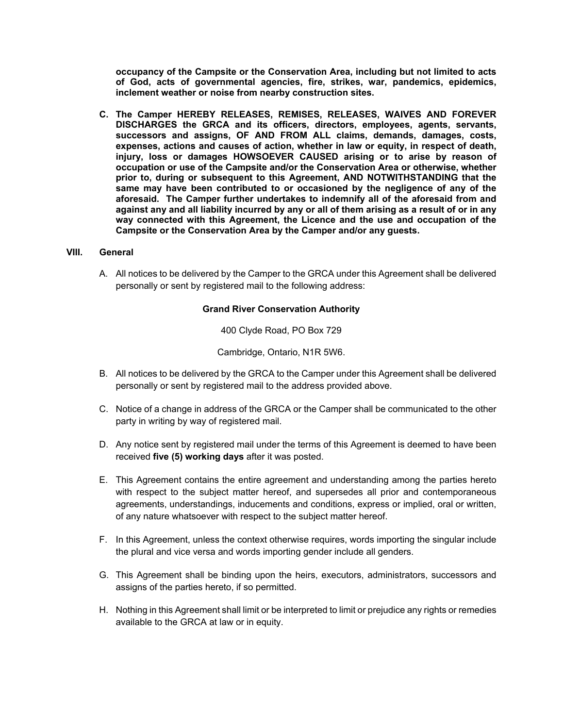**occupancy of the Campsite or the Conservation Area, including but not limited to acts of God, acts of governmental agencies, fire, strikes, war, pandemics, epidemics, inclement weather or noise from nearby construction sites.**

**C. The Camper HEREBY RELEASES, REMISES, RELEASES, WAIVES AND FOREVER DISCHARGES the GRCA and its officers, directors, employees, agents, servants, successors and assigns, OF AND FROM ALL claims, demands, damages, costs, expenses, actions and causes of action, whether in law or equity, in respect of death, injury, loss or damages HOWSOEVER CAUSED arising or to arise by reason of occupation or use of the Campsite and/or the Conservation Area or otherwise, whether prior to, during or subsequent to this Agreement, AND NOTWITHSTANDING that the same may have been contributed to or occasioned by the negligence of any of the aforesaid. The Camper further undertakes to indemnify all of the aforesaid from and against any and all liability incurred by any or all of them arising as a result of or in any way connected with this Agreement, the Licence and the use and occupation of the Campsite or the Conservation Area by the Camper and/or any guests.**

## VIII. General

A. All notices to be delivered by the Camper to the GRCA under this Agreement shall be delivered personally or sent by registered mail to the following address:

**Grand River Conservation Authority**

400 Clyde Road, PO Box 729

Cambridge, Ontario, N1R 5W6.

B. All notices to be delivered by the GRCA to the Camper under this Agreement shall be delivered personally or sent by registered mail to the address provided above.

C. Notice of a change in address of the GRCA or the Camper shall be communicated to the other party in writing by way of registered mail.

D. Any notice sent by registered mail under the terms of this Agreement is deemed to have been received **five (5) working days** after it was posted.

E. This Agreement contains the entire agreement and understanding among the parties hereto with respect to the subject matter hereof, and supersedes all prior and contemporaneous agreements, understandings, inducements and conditions, express or implied, oral or written, of any nature whatsoever with respect to the subject matter hereof.

F. In this Agreement, unless the context otherwise requires, words importing the singular include the plural and vice versa and words importing gender include all genders.

G. This Agreement shall be binding upon the heirs, executors, administrators, successors and assigns of the parties hereto, if so permitted.

H. Nothing in this Agreement shall limit or be interpreted to limit or prejudice any rights or remedies available to the GRCA at law or in equity.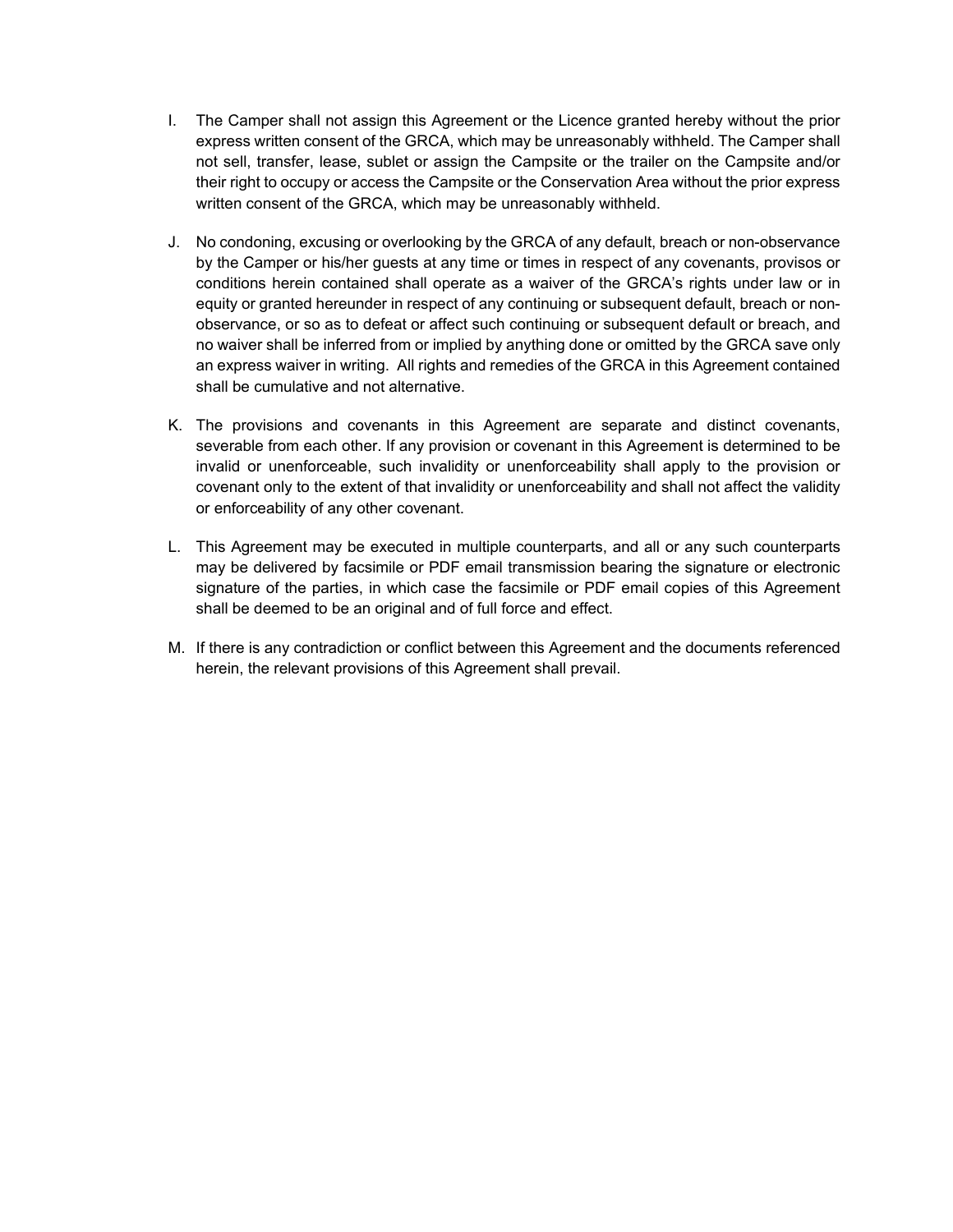I. The Camper shall not assign this Agreement or the Licence granted hereby without the prior express written consent of the GRCA, which may be unreasonably withheld. The Camper shall not sell, transfer, lease, sublet or assign the Campsite or the trailer on the Campsite and/or their right to occupy or access the Campsite or the Conservation Area without the prior express written consent of the GRCA, which may be unreasonably withheld.

J. No condoning, excusing or overlooking by the GRCA of any default, breach or non-observance by the Camper or his/her guests at any time or times in respect of any covenants, provisos or conditions herein contained shall operate as a waiver of the GRCA's rights under law or in equity or granted hereunder in respect of any continuing or subsequent default, breach or non-observance, or so as to defeat or affect such continuing or subsequent default or breach, and no waiver shall be inferred from or implied by anything done or omitted by the GRCA save only an express waiver in writing. All rights and remedies of the GRCA in this Agreement contained shall be cumulative and not alternative.

K. The provisions and covenants in this Agreement are separate and distinct covenants, severable from each other. If any provision or covenant in this Agreement is determined to be invalid or unenforceable, such invalidity or unenforceability shall apply to the provision or covenant only to the extent of that invalidity or unenforceability and shall not affect the validity or enforceability of any other covenant.

L. This Agreement may be executed in multiple counterparts, and all or any such counterparts may be delivered by facsimile or PDF email transmission bearing the signature or electronic signature of the parties, in which case the facsimile or PDF email copies of this Agreement shall be deemed to be an original and of full force and effect.

M. If there is any contradiction or conflict between this Agreement and the documents referenced herein, the relevant provisions of this Agreement shall prevail.